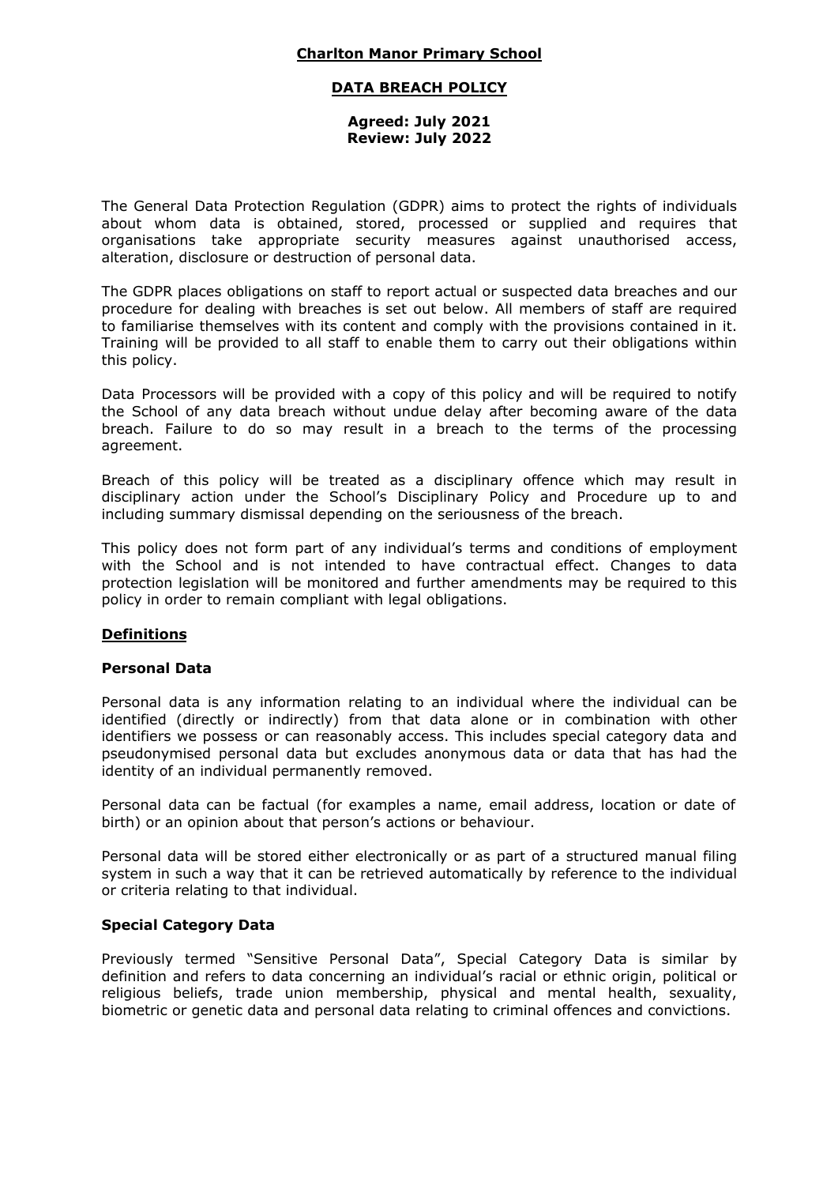**Charlton Manor Primary School**

**DATA BREACH POLICY**

**Agreed: July 2021**
**Review: July 2022**

The General Data Protection Regulation (GDPR) aims to protect the rights of individuals about whom data is obtained, stored, processed or supplied and requires that organisations take appropriate security measures against unauthorised access, alteration, disclosure or destruction of personal data.

The GDPR places obligations on staff to report actual or suspected data breaches and our procedure for dealing with breaches is set out below. All members of staff are required to familiarise themselves with its content and comply with the provisions contained in it. Training will be provided to all staff to enable them to carry out their obligations within this policy.

Data Processors will be provided with a copy of this policy and will be required to notify the School of any data breach without undue delay after becoming aware of the data breach. Failure to do so may result in a breach to the terms of the processing agreement.

Breach of this policy will be treated as a disciplinary offence which may result in disciplinary action under the School's Disciplinary Policy and Procedure up to and including summary dismissal depending on the seriousness of the breach.

This policy does not form part of any individual's terms and conditions of employment with the School and is not intended to have contractual effect. Changes to data protection legislation will be monitored and further amendments may be required to this policy in order to remain compliant with legal obligations.

## Definitions

### Personal Data

Personal data is any information relating to an individual where the individual can be identified (directly or indirectly) from that data alone or in combination with other identifiers we possess or can reasonably access. This includes special category data and pseudonymised personal data but excludes anonymous data or data that has had the identity of an individual permanently removed.

Personal data can be factual (for examples a name, email address, location or date of birth) or an opinion about that person's actions or behaviour.

Personal data will be stored either electronically or as part of a structured manual filing system in such a way that it can be retrieved automatically by reference to the individual or criteria relating to that individual.

### Special Category Data

Previously termed "Sensitive Personal Data", Special Category Data is similar by definition and refers to data concerning an individual's racial or ethnic origin, political or religious beliefs, trade union membership, physical and mental health, sexuality, biometric or genetic data and personal data relating to criminal offences and convictions.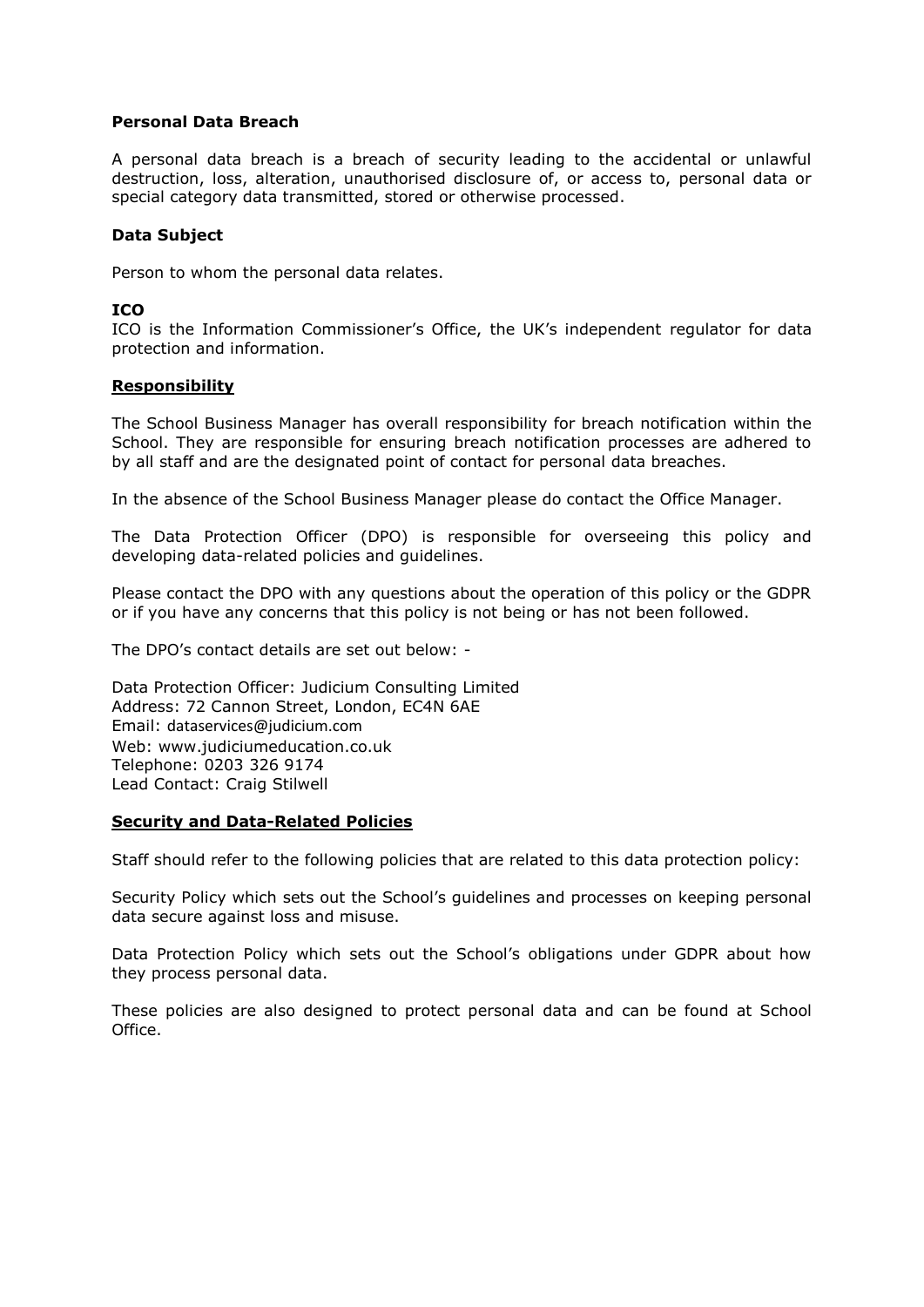**Personal Data Breach**

A personal data breach is a breach of security leading to the accidental or unlawful destruction, loss, alteration, unauthorised disclosure of, or access to, personal data or special category data transmitted, stored or otherwise processed.

**Data Subject**

Person to whom the personal data relates.

**ICO**

ICO is the Information Commissioner's Office, the UK's independent regulator for data protection and information.

**Responsibility**

The School Business Manager has overall responsibility for breach notification within the School. They are responsible for ensuring breach notification processes are adhered to by all staff and are the designated point of contact for personal data breaches.

In the absence of the School Business Manager please do contact the Office Manager.

The Data Protection Officer (DPO) is responsible for overseeing this policy and developing data-related policies and guidelines.

Please contact the DPO with any questions about the operation of this policy or the GDPR or if you have any concerns that this policy is not being or has not been followed.

The DPO's contact details are set out below: -

Data Protection Officer: Judicium Consulting Limited
Address: 72 Cannon Street, London, EC4N 6AE
Email: dataservices@judicium.com
Web: www.judiciumeducation.co.uk
Telephone: 0203 326 9174
Lead Contact: Craig Stilwell

**Security and Data-Related Policies**

Staff should refer to the following policies that are related to this data protection policy:

Security Policy which sets out the School's guidelines and processes on keeping personal data secure against loss and misuse.

Data Protection Policy which sets out the School's obligations under GDPR about how they process personal data.

These policies are also designed to protect personal data and can be found at School Office.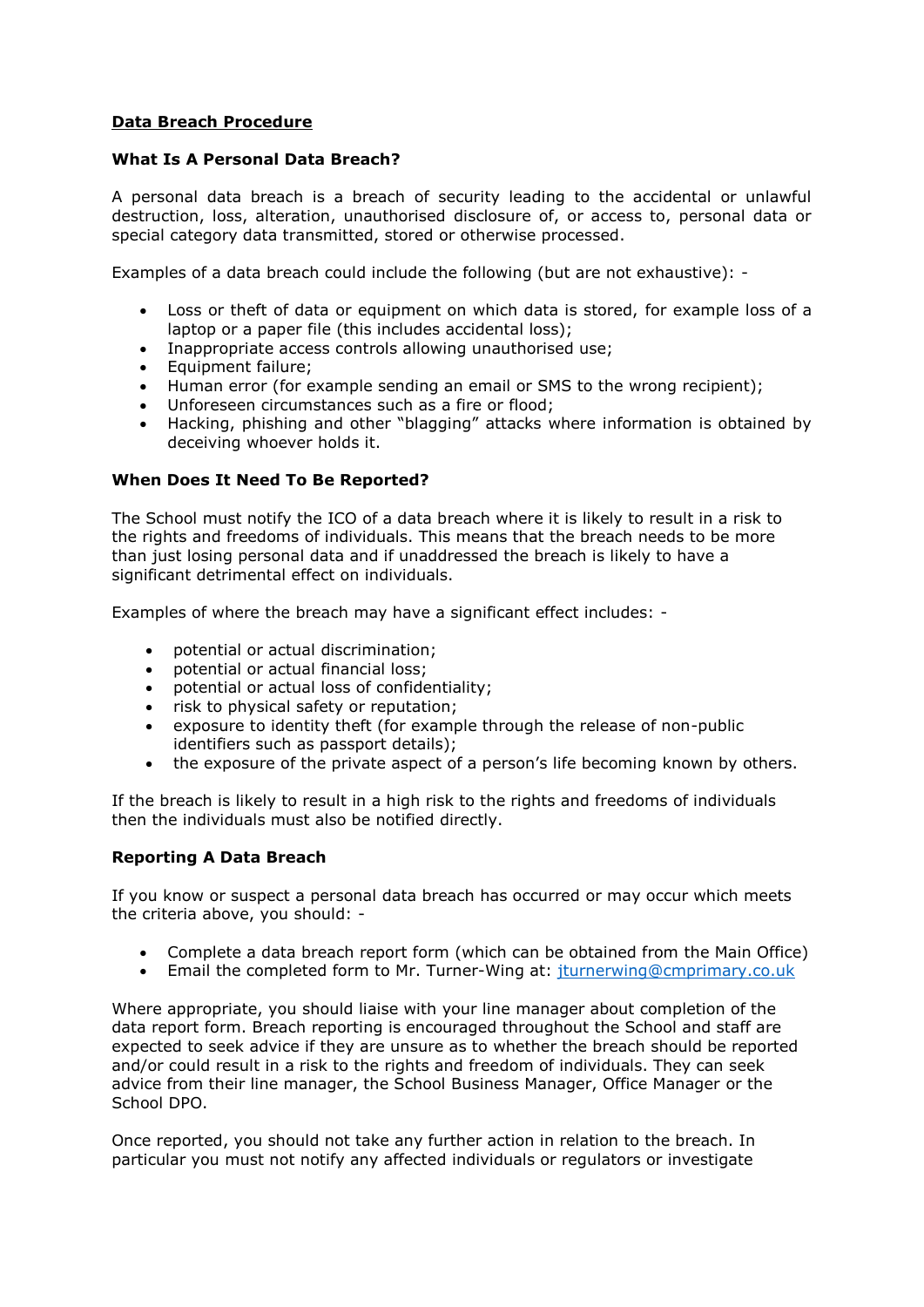**Data Breach Procedure**

**What Is A Personal Data Breach?**

A personal data breach is a breach of security leading to the accidental or unlawful destruction, loss, alteration, unauthorised disclosure of, or access to, personal data or special category data transmitted, stored or otherwise processed.

Examples of a data breach could include the following (but are not exhaustive): -

- Loss or theft of data or equipment on which data is stored, for example loss of a laptop or a paper file (this includes accidental loss);
- Inappropriate access controls allowing unauthorised use;
- Equipment failure;
- Human error (for example sending an email or SMS to the wrong recipient);
- Unforeseen circumstances such as a fire or flood;
- Hacking, phishing and other "blagging" attacks where information is obtained by deceiving whoever holds it.

**When Does It Need To Be Reported?**

The School must notify the ICO of a data breach where it is likely to result in a risk to the rights and freedoms of individuals. This means that the breach needs to be more than just losing personal data and if unaddressed the breach is likely to have a significant detrimental effect on individuals.

Examples of where the breach may have a significant effect includes: -

- potential or actual discrimination;
- potential or actual financial loss;
- potential or actual loss of confidentiality;
- risk to physical safety or reputation;
- exposure to identity theft (for example through the release of non-public identifiers such as passport details);
- the exposure of the private aspect of a person's life becoming known by others.

If the breach is likely to result in a high risk to the rights and freedoms of individuals then the individuals must also be notified directly.

**Reporting A Data Breach**

If you know or suspect a personal data breach has occurred or may occur which meets the criteria above, you should: -

- Complete a data breach report form (which can be obtained from the Main Office)
- Email the completed form to Mr. Turner-Wing at: jturnerwing@cmprimary.co.uk

Where appropriate, you should liaise with your line manager about completion of the data report form. Breach reporting is encouraged throughout the School and staff are expected to seek advice if they are unsure as to whether the breach should be reported and/or could result in a risk to the rights and freedom of individuals. They can seek advice from their line manager, the School Business Manager, Office Manager or the School DPO.

Once reported, you should not take any further action in relation to the breach. In particular you must not notify any affected individuals or regulators or investigate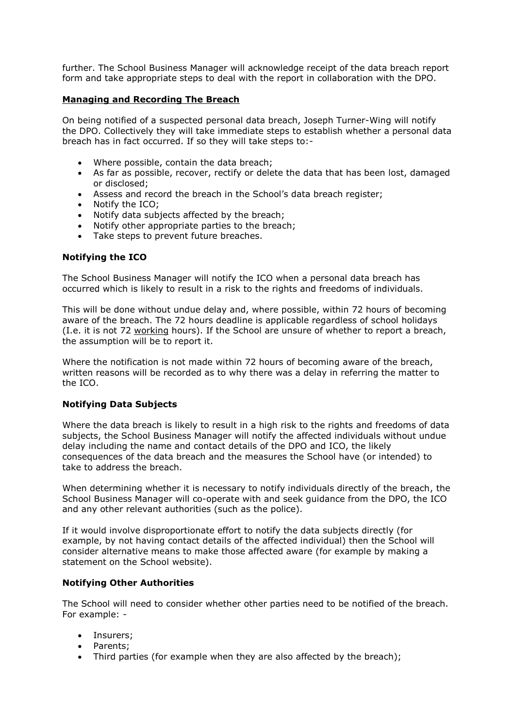further. The School Business Manager will acknowledge receipt of the data breach report form and take appropriate steps to deal with the report in collaboration with the DPO.

## **Managing and Recording The Breach**

On being notified of a suspected personal data breach, Joseph Turner-Wing will notify the DPO. Collectively they will take immediate steps to establish whether a personal data breach has in fact occurred. If so they will take steps to:-

- Where possible, contain the data breach;
- As far as possible, recover, rectify or delete the data that has been lost, damaged or disclosed;
- Assess and record the breach in the School's data breach register;
- Notify the ICO;
- Notify data subjects affected by the breach;
- Notify other appropriate parties to the breach;
- Take steps to prevent future breaches.

### **Notifying the ICO**

The School Business Manager will notify the ICO when a personal data breach has occurred which is likely to result in a risk to the rights and freedoms of individuals.

This will be done without undue delay and, where possible, within 72 hours of becoming aware of the breach. The 72 hours deadline is applicable regardless of school holidays (I.e. it is not 72 working hours). If the School are unsure of whether to report a breach, the assumption will be to report it.

Where the notification is not made within 72 hours of becoming aware of the breach, written reasons will be recorded as to why there was a delay in referring the matter to the ICO.

### **Notifying Data Subjects**

Where the data breach is likely to result in a high risk to the rights and freedoms of data subjects, the School Business Manager will notify the affected individuals without undue delay including the name and contact details of the DPO and ICO, the likely consequences of the data breach and the measures the School have (or intended) to take to address the breach.

When determining whether it is necessary to notify individuals directly of the breach, the School Business Manager will co-operate with and seek guidance from the DPO, the ICO and any other relevant authorities (such as the police).

If it would involve disproportionate effort to notify the data subjects directly (for example, by not having contact details of the affected individual) then the School will consider alternative means to make those affected aware (for example by making a statement on the School website).

### **Notifying Other Authorities**

The School will need to consider whether other parties need to be notified of the breach. For example: -

- Insurers;
- Parents;
- Third parties (for example when they are also affected by the breach);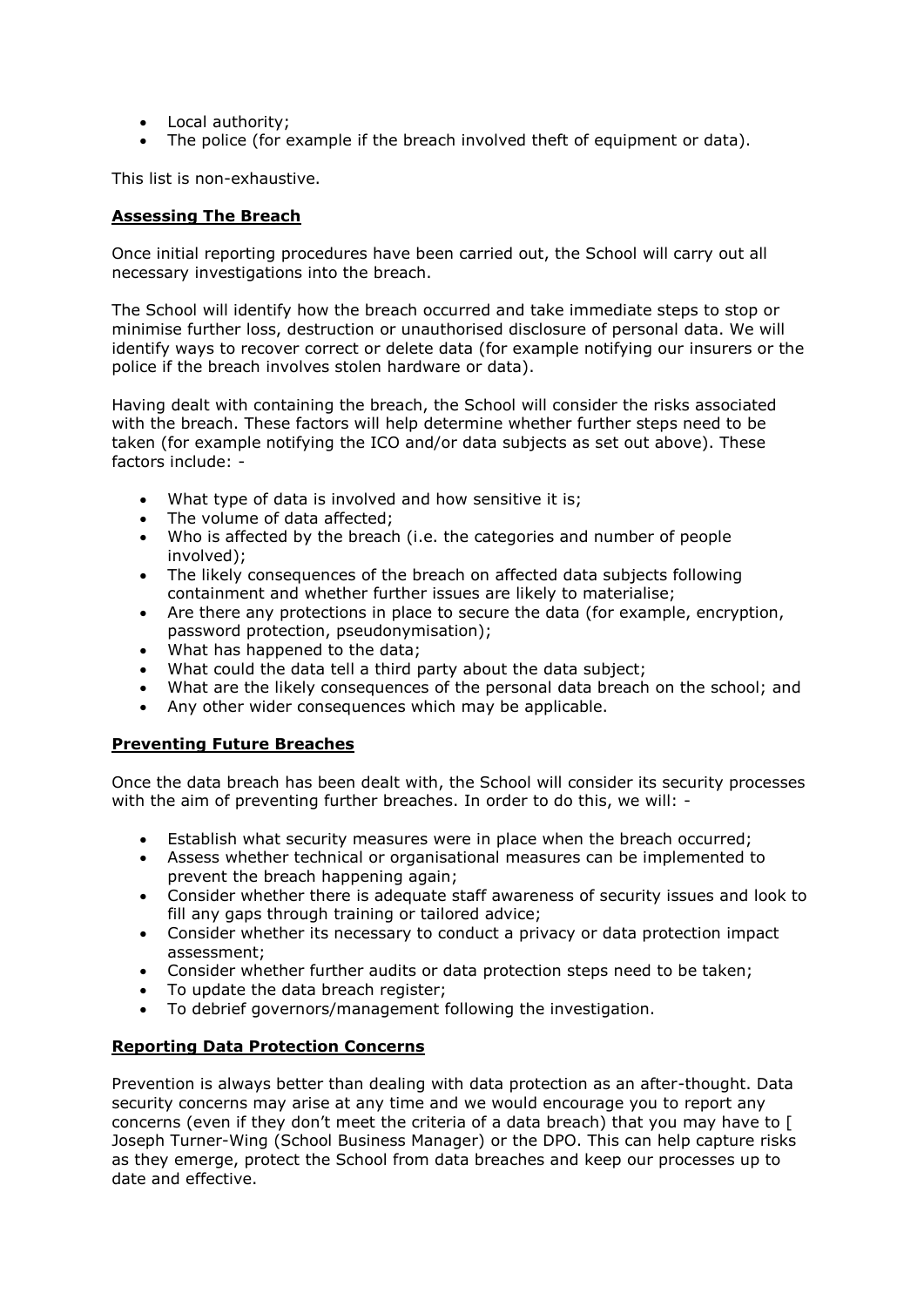- Local authority;
- The police (for example if the breach involved theft of equipment or data).

This list is non-exhaustive.

## **Assessing The Breach**

Once initial reporting procedures have been carried out, the School will carry out all necessary investigations into the breach.

The School will identify how the breach occurred and take immediate steps to stop or minimise further loss, destruction or unauthorised disclosure of personal data. We will identify ways to recover correct or delete data (for example notifying our insurers or the police if the breach involves stolen hardware or data).

Having dealt with containing the breach, the School will consider the risks associated with the breach. These factors will help determine whether further steps need to be taken (for example notifying the ICO and/or data subjects as set out above). These factors include: -

- What type of data is involved and how sensitive it is;
- The volume of data affected;
- Who is affected by the breach (i.e. the categories and number of people involved);
- The likely consequences of the breach on affected data subjects following containment and whether further issues are likely to materialise;
- Are there any protections in place to secure the data (for example, encryption, password protection, pseudonymisation);
- What has happened to the data;
- What could the data tell a third party about the data subject;
- What are the likely consequences of the personal data breach on the school; and
- Any other wider consequences which may be applicable.

## **Preventing Future Breaches**

Once the data breach has been dealt with, the School will consider its security processes with the aim of preventing further breaches. In order to do this, we will: -

- Establish what security measures were in place when the breach occurred;
- Assess whether technical or organisational measures can be implemented to prevent the breach happening again;
- Consider whether there is adequate staff awareness of security issues and look to fill any gaps through training or tailored advice;
- Consider whether its necessary to conduct a privacy or data protection impact assessment;
- Consider whether further audits or data protection steps need to be taken;
- To update the data breach register;
- To debrief governors/management following the investigation.

## **Reporting Data Protection Concerns**

Prevention is always better than dealing with data protection as an after-thought. Data security concerns may arise at any time and we would encourage you to report any concerns (even if they don't meet the criteria of a data breach) that you may have to [ Joseph Turner-Wing (School Business Manager) or the DPO. This can help capture risks as they emerge, protect the School from data breaches and keep our processes up to date and effective.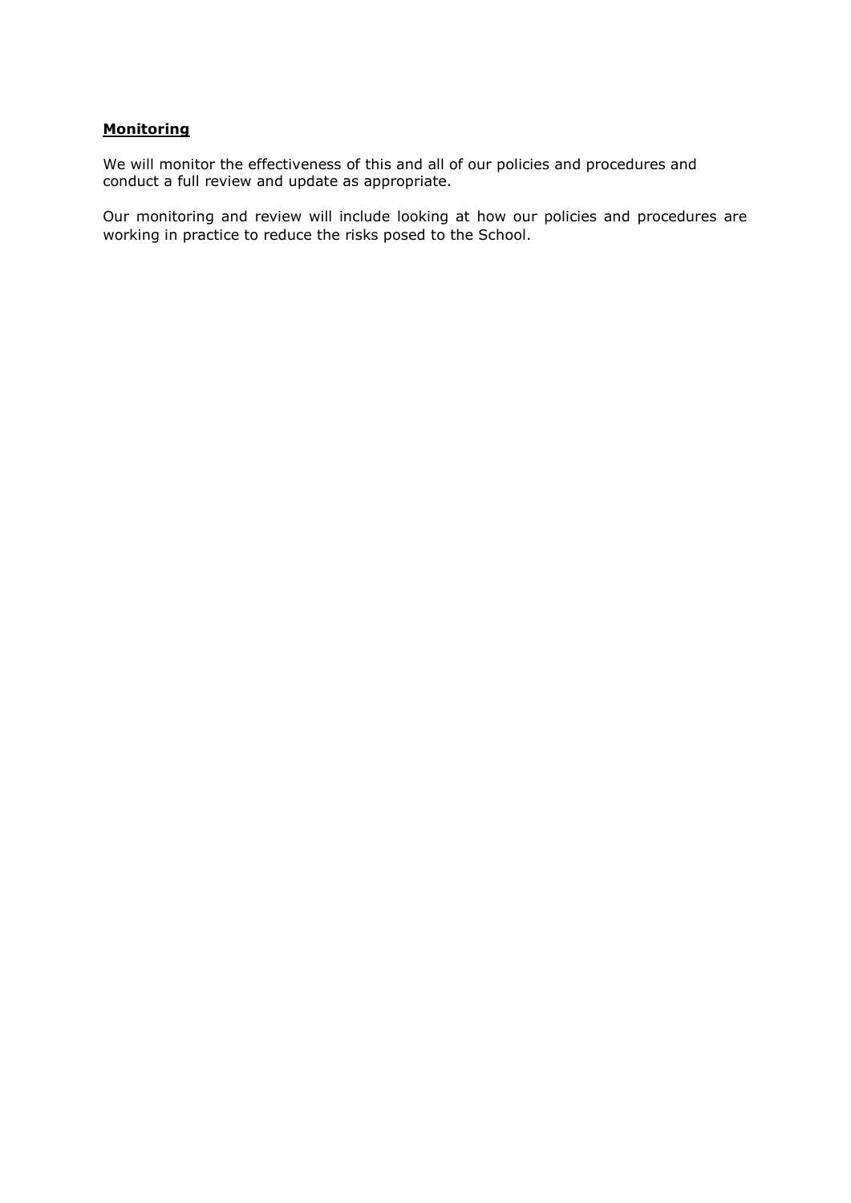**Monitoring**

We will monitor the effectiveness of this and all of our policies and procedures and conduct a full review and update as appropriate.

Our monitoring and review will include looking at how our policies and procedures are working in practice to reduce the risks posed to the School.